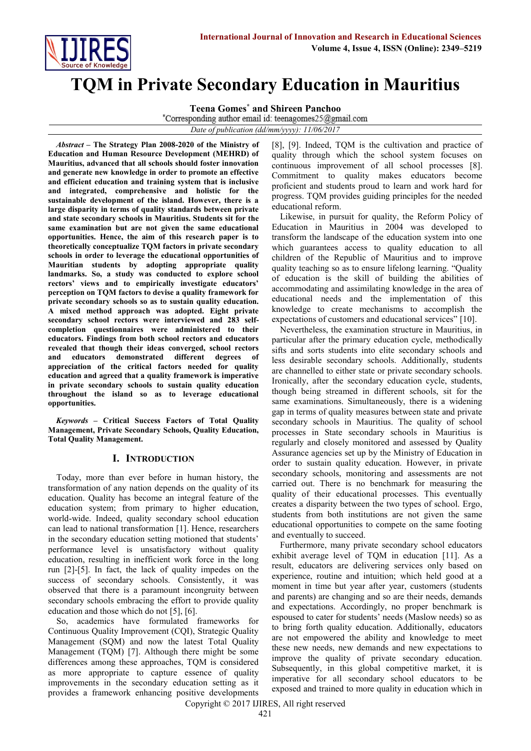# TQM in Private Secondary Education in Mauritius

**Teena Gomes\* and Shireen Panchoo**

\*Corresponding author email id: teenagomes25@gmail.com

*Date of publication (dd/mm/yyyy): 11/06/2017*

***Abstract*** **– The Strategy Plan 2008-2020 of the Ministry of Education and Human Resource Development (MEHRD) of Mauritius, advanced that all schools should foster innovation and generate new knowledge in order to promote an effective and efficient education and training system that is inclusive and integrated, comprehensive and holistic for the sustainable development of the island. However, there is a large disparity in terms of quality standards between private and state secondary schools in Mauritius. Students sit for the same examination but are not given the same educational opportunities. Hence, the aim of this research paper is to theoretically conceptualize TQM factors in private secondary schools in order to leverage the educational opportunities of Mauritian students by adopting appropriate quality landmarks. So, a study was conducted to explore school rectors' views and to empirically investigate educators' perception on TQM factors to devise a quality framework for private secondary schools so as to sustain quality education. A mixed method approach was adopted. Eight private secondary school rectors were interviewed and 283 self-completion questionnaires were administered to their educators. Findings from both school rectors and educators revealed that though their ideas converged, school rectors and educators demonstrated different degrees of appreciation of the critical factors needed for quality education and agreed that a quality framework is imperative in private secondary schools to sustain quality education throughout the island so as to leverage educational opportunities.**

***Keywords*** **– Critical Success Factors of Total Quality Management, Private Secondary Schools, Quality Education, Total Quality Management.**

## I. Introduction

Today, more than ever before in human history, the transformation of any nation depends on the quality of its education. Quality has become an integral feature of the education system; from primary to higher education, world-wide. Indeed, quality secondary school education can lead to national transformation [1]. Hence, researchers in the secondary education setting motioned that students' performance level is unsatisfactory without quality education, resulting in inefficient work force in the long run [2]-[5]. In fact, the lack of quality impedes on the success of secondary schools. Consistently, it was observed that there is a paramount incongruity between secondary schools embracing the effort to provide quality education and those which do not [5], [6].

So, academics have formulated frameworks for Continuous Quality Improvement (CQI), Strategic Quality Management (SQM) and now the latest Total Quality Management (TQM) [7]. Although there might be some differences among these approaches, TQM is considered as more appropriate to capture essence of quality improvements in the secondary education setting as it provides a framework enhancing positive developments [8], [9]. Indeed, TQM is the cultivation and practice of quality through which the school system focuses on continuous improvement of all school processes [8]. Commitment to quality makes educators become proficient and students proud to learn and work hard for progress. TQM provides guiding principles for the needed educational reform.

Likewise, in pursuit for quality, the Reform Policy of Education in Mauritius in 2004 was developed to transform the landscape of the education system into one which guarantees access to quality education to all children of the Republic of Mauritius and to improve quality teaching so as to ensure lifelong learning. "Quality of education is the skill of building the abilities of accommodating and assimilating knowledge in the area of educational needs and the implementation of this knowledge to create mechanisms to accomplish the expectations of customers and educational services" [10].

Nevertheless, the examination structure in Mauritius, in particular after the primary education cycle, methodically sifts and sorts students into elite secondary schools and less desirable secondary schools. Additionally, students are channelled to either state or private secondary schools. Ironically, after the secondary education cycle, students, though being streamed in different schools, sit for the same examinations. Simultaneously, there is a widening gap in terms of quality measures between state and private secondary schools in Mauritius. The quality of school processes in State secondary schools in Mauritius is regularly and closely monitored and assessed by Quality Assurance agencies set up by the Ministry of Education in order to sustain quality education. However, in private secondary schools, monitoring and assessments are not carried out. There is no benchmark for measuring the quality of their educational processes. This eventually creates a disparity between the two types of school. Ergo, students from both institutions are not given the same educational opportunities to compete on the same footing and eventually to succeed.

Furthermore, many private secondary school educators exhibit average level of TQM in education [11]. As a result, educators are delivering services only based on experience, routine and intuition; which held good at a moment in time but year after year, customers (students and parents) are changing and so are their needs, demands and expectations. Accordingly, no proper benchmark is espoused to cater for students' needs (Maslow needs) so as to bring forth quality education. Additionally, educators are not empowered the ability and knowledge to meet these new needs, new demands and new expectations to improve the quality of private secondary education. Subsequently, in this global competitive market, it is imperative for all secondary school educators to be exposed and trained to more quality in education which in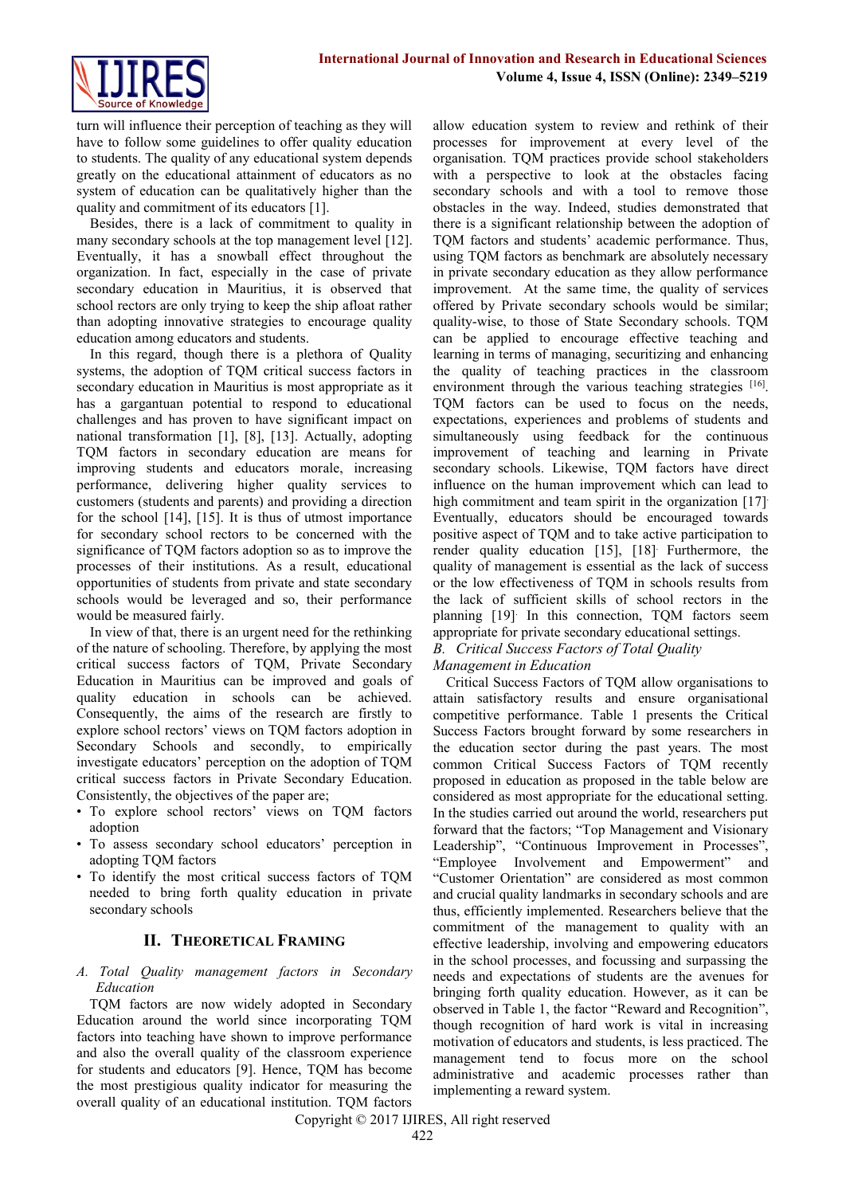turn will influence their perception of teaching as they will have to follow some guidelines to offer quality education to students. The quality of any educational system depends greatly on the educational attainment of educators as no system of education can be qualitatively higher than the quality and commitment of its educators [1].

Besides, there is a lack of commitment to quality in many secondary schools at the top management level [12]. Eventually, it has a snowball effect throughout the organization. In fact, especially in the case of private secondary education in Mauritius, it is observed that school rectors are only trying to keep the ship afloat rather than adopting innovative strategies to encourage quality education among educators and students.

In this regard, though there is a plethora of Quality systems, the adoption of TQM critical success factors in secondary education in Mauritius is most appropriate as it has a gargantuan potential to respond to educational challenges and has proven to have significant impact on national transformation [1], [8], [13]. Actually, adopting TQM factors in secondary education are means for improving students and educators morale, increasing performance, delivering higher quality services to customers (students and parents) and providing a direction for the school [14], [15]. It is thus of utmost importance for secondary school rectors to be concerned with the significance of TQM factors adoption so as to improve the processes of their institutions. As a result, educational opportunities of students from private and state secondary schools would be leveraged and so, their performance would be measured fairly.

In view of that, there is an urgent need for the rethinking of the nature of schooling. Therefore, by applying the most critical success factors of TQM, Private Secondary Education in Mauritius can be improved and goals of quality education in schools can be achieved. Consequently, the aims of the research are firstly to explore school rectors' views on TQM factors adoption in Secondary Schools and secondly, to empirically investigate educators' perception on the adoption of TQM critical success factors in Private Secondary Education. Consistently, the objectives of the paper are;

- To explore school rectors' views on TQM factors adoption
- To assess secondary school educators' perception in adopting TQM factors
- To identify the most critical success factors of TQM needed to bring forth quality education in private secondary schools

## II. Theoretical Framing

### *A. Total Quality management factors in Secondary Education*

TQM factors are now widely adopted in Secondary Education around the world since incorporating TQM factors into teaching have shown to improve performance and also the overall quality of the classroom experience for students and educators [9]. Hence, TQM has become the most prestigious quality indicator for measuring the overall quality of an educational institution. TQM factors allow education system to review and rethink of their processes for improvement at every level of the organisation. TQM practices provide school stakeholders with a perspective to look at the obstacles facing secondary schools and with a tool to remove those obstacles in the way. Indeed, studies demonstrated that there is a significant relationship between the adoption of TQM factors and students' academic performance. Thus, using TQM factors as benchmark are absolutely necessary in private secondary education as they allow performance improvement. At the same time, the quality of services offered by Private secondary schools would be similar; quality-wise, to those of State Secondary schools. TQM can be applied to encourage effective teaching and learning in terms of managing, securitizing and enhancing the quality of teaching practices in the classroom environment through the various teaching strategies [16]. TQM factors can be used to focus on the needs, expectations, experiences and problems of students and simultaneously using feedback for the continuous improvement of teaching and learning in Private secondary schools. Likewise, TQM factors have direct influence on the human improvement which can lead to high commitment and team spirit in the organization [17]. Eventually, educators should be encouraged towards positive aspect of TQM and to take active participation to render quality education [15], [18]. Furthermore, the quality of management is essential as the lack of success or the low effectiveness of TQM in schools results from the lack of sufficient skills of school rectors in the planning [19]. In this connection, TQM factors seem appropriate for private secondary educational settings.

### *B. Critical Success Factors of Total Quality Management in Education*

Critical Success Factors of TQM allow organisations to attain satisfactory results and ensure organisational competitive performance. Table 1 presents the Critical Success Factors brought forward by some researchers in the education sector during the past years. The most common Critical Success Factors of TQM recently proposed in education as proposed in the table below are considered as most appropriate for the educational setting. In the studies carried out around the world, researchers put forward that the factors; "Top Management and Visionary Leadership", "Continuous Improvement in Processes", "Employee Involvement and Empowerment" and "Customer Orientation" are considered as most common and crucial quality landmarks in secondary schools and are thus, efficiently implemented. Researchers believe that the commitment of the management to quality with an effective leadership, involving and empowering educators in the school processes, and focussing and surpassing the needs and expectations of students are the avenues for bringing forth quality education. However, as it can be observed in Table 1, the factor "Reward and Recognition", though recognition of hard work is vital in increasing motivation of educators and students, is less practiced. The management tend to focus more on the school administrative and academic processes rather than implementing a reward system.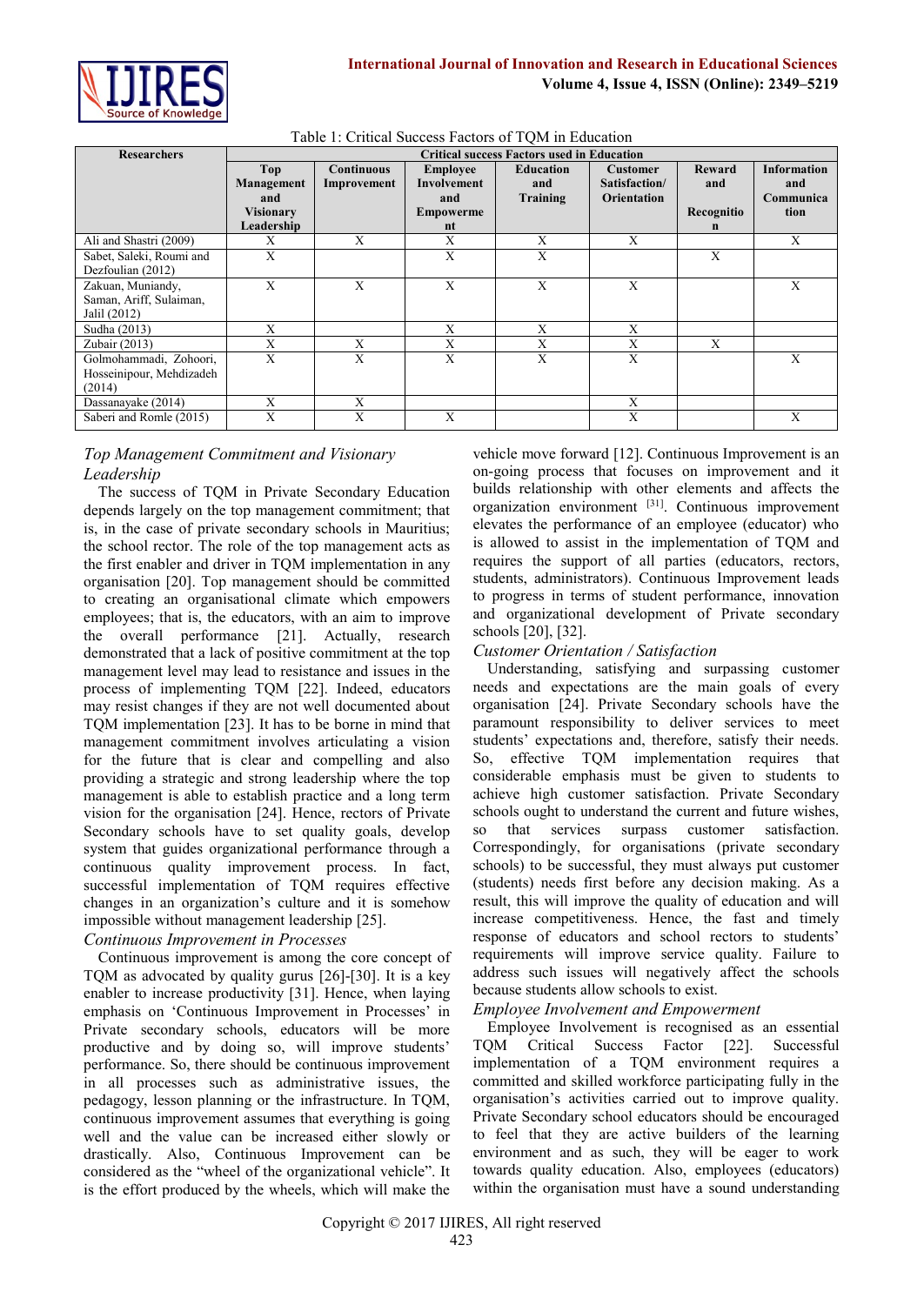Table 1: Critical Success Factors of TQM in Education

| Researchers | Critical success Factors used in Education | | | | | | |
|---|---|---|---|---|---|---|---|
| | Top Management and Visionary Leadership | Continuous Improvement | Employee Involvement and Empowerment | Education and Training | Customer Satisfaction/ Orientation | Reward and Recognition | Information and Communication |
| Ali and Shastri (2009) | X | X | X | X | X | | X |
| Sabet, Saleki, Roumi and Dezfoulian (2012) | X | | X | X | | X | |
| Zakuan, Muniandy, Saman, Ariff, Sulaiman, Jalil (2012) | X | X | X | X | X | | X |
| Sudha (2013) | X | | X | X | X | | |
| Zubair (2013) | X | X | X | X | X | X | |
| Golmohammadi, Zohoori, Hosseinipour, Mehdizadeh (2014) | X | X | X | X | X | | X |
| Dassanayake (2014) | X | X | | | X | | |
| Saberi and Romle (2015) | X | X | X | | X | | X |

*Top Management Commitment and Visionary Leadership*

The success of TQM in Private Secondary Education depends largely on the top management commitment; that is, in the case of private secondary schools in Mauritius; the school rector. The role of the top management acts as the first enabler and driver in TQM implementation in any organisation [20]. Top management should be committed to creating an organisational climate which empowers employees; that is, the educators, with an aim to improve the overall performance [21]. Actually, research demonstrated that a lack of positive commitment at the top management level may lead to resistance and issues in the process of implementing TQM [22]. Indeed, educators may resist changes if they are not well documented about TQM implementation [23]. It has to be borne in mind that management commitment involves articulating a vision for the future that is clear and compelling and also providing a strategic and strong leadership where the top management is able to establish practice and a long term vision for the organisation [24]. Hence, rectors of Private Secondary schools have to set quality goals, develop system that guides organizational performance through a continuous quality improvement process. In fact, successful implementation of TQM requires effective changes in an organization's culture and it is somehow impossible without management leadership [25].

*Continuous Improvement in Processes*

Continuous improvement is among the core concept of TQM as advocated by quality gurus [26]-[30]. It is a key enabler to increase productivity [31]. Hence, when laying emphasis on 'Continuous Improvement in Processes' in Private secondary schools, educators will be more productive and by doing so, will improve students' performance. So, there should be continuous improvement in all processes such as administrative issues, the pedagogy, lesson planning or the infrastructure. In TQM, continuous improvement assumes that everything is going well and the value can be increased either slowly or drastically. Also, Continuous Improvement can be considered as the "wheel of the organizational vehicle". It is the effort produced by the wheels, which will make the vehicle move forward [12]. Continuous Improvement is an on-going process that focuses on improvement and it builds relationship with other elements and affects the organization environment [31]. Continuous improvement elevates the performance of an employee (educator) who is allowed to assist in the implementation of TQM and requires the support of all parties (educators, rectors, students, administrators). Continuous Improvement leads to progress in terms of student performance, innovation and organizational development of Private secondary schools [20], [32].

*Customer Orientation / Satisfaction*

Understanding, satisfying and surpassing customer needs and expectations are the main goals of every organisation [24]. Private Secondary schools have the paramount responsibility to deliver services to meet students' expectations and, therefore, satisfy their needs. So, effective TQM implementation requires that considerable emphasis must be given to students to achieve high customer satisfaction. Private Secondary schools ought to understand the current and future wishes, so that services surpass customer satisfaction. Correspondingly, for organisations (private secondary schools) to be successful, they must always put customer (students) needs first before any decision making. As a result, this will improve the quality of education and will increase competitiveness. Hence, the fast and timely response of educators and school rectors to students' requirements will improve service quality. Failure to address such issues will negatively affect the schools because students allow schools to exist.

*Employee Involvement and Empowerment*

Employee Involvement is recognised as an essential TQM Critical Success Factor [22]. Successful implementation of a TQM environment requires a committed and skilled workforce participating fully in the organisation's activities carried out to improve quality. Private Secondary school educators should be encouraged to feel that they are active builders of the learning environment and as such, they will be eager to work towards quality education. Also, employees (educators) within the organisation must have a sound understanding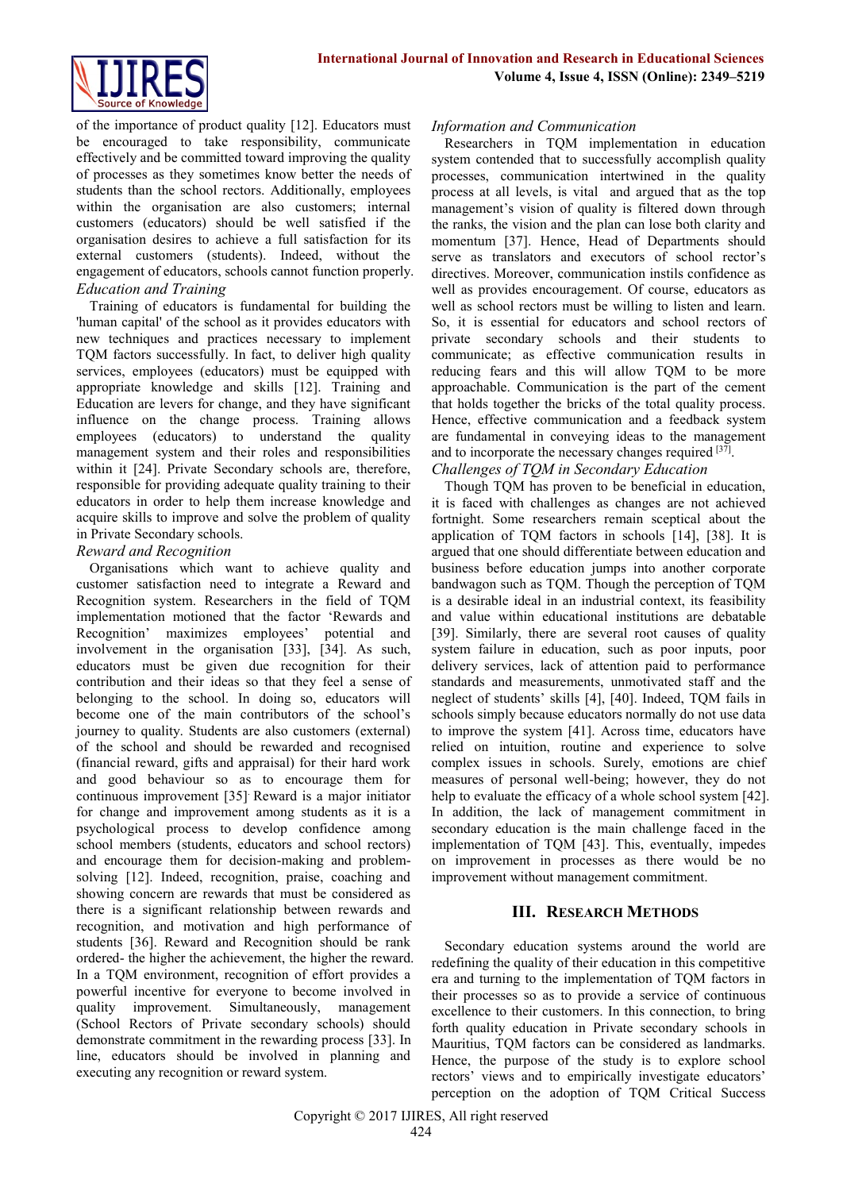of the importance of product quality [12]. Educators must be encouraged to take responsibility, communicate effectively and be committed toward improving the quality of processes as they sometimes know better the needs of students than the school rectors. Additionally, employees within the organisation are also customers; internal customers (educators) should be well satisfied if the organisation desires to achieve a full satisfaction for its external customers (students). Indeed, without the engagement of educators, schools cannot function properly.

*Education and Training*

Training of educators is fundamental for building the 'human capital' of the school as it provides educators with new techniques and practices necessary to implement TQM factors successfully. In fact, to deliver high quality services, employees (educators) must be equipped with appropriate knowledge and skills [12]. Training and Education are levers for change, and they have significant influence on the change process. Training allows employees (educators) to understand the quality management system and their roles and responsibilities within it [24]. Private Secondary schools are, therefore, responsible for providing adequate quality training to their educators in order to help them increase knowledge and acquire skills to improve and solve the problem of quality in Private Secondary schools.

*Reward and Recognition*

Organisations which want to achieve quality and customer satisfaction need to integrate a Reward and Recognition system. Researchers in the field of TQM implementation motioned that the factor 'Rewards and Recognition' maximizes employees' potential and involvement in the organisation [33], [34]. As such, educators must be given due recognition for their contribution and their ideas so that they feel a sense of belonging to the school. In doing so, educators will become one of the main contributors of the school's journey to quality. Students are also customers (external) of the school and should be rewarded and recognised (financial reward, gifts and appraisal) for their hard work and good behaviour so as to encourage them for continuous improvement [35]. Reward is a major initiator for change and improvement among students as it is a psychological process to develop confidence among school members (students, educators and school rectors) and encourage them for decision-making and problem-solving [12]. Indeed, recognition, praise, coaching and showing concern are rewards that must be considered as there is a significant relationship between rewards and recognition, and motivation and high performance of students [36]. Reward and Recognition should be rank ordered- the higher the achievement, the higher the reward. In a TQM environment, recognition of effort provides a powerful incentive for everyone to become involved in quality improvement. Simultaneously, management (School Rectors of Private secondary schools) should demonstrate commitment in the rewarding process [33]. In line, educators should be involved in planning and executing any recognition or reward system.

*Information and Communication*

Researchers in TQM implementation in education system contended that to successfully accomplish quality processes, communication intertwined in the quality process at all levels, is vital and argued that as the top management's vision of quality is filtered down through the ranks, the vision and the plan can lose both clarity and momentum [37]. Hence, Head of Departments should serve as translators and executors of school rector's directives. Moreover, communication instils confidence as well as provides encouragement. Of course, educators as well as school rectors must be willing to listen and learn. So, it is essential for educators and school rectors of private secondary schools and their students to communicate; as effective communication results in reducing fears and this will allow TQM to be more approachable. Communication is the part of the cement that holds together the bricks of the total quality process. Hence, effective communication and a feedback system are fundamental in conveying ideas to the management and to incorporate the necessary changes required [37].

*Challenges of TQM in Secondary Education*

Though TQM has proven to be beneficial in education, it is faced with challenges as changes are not achieved fortnight. Some researchers remain sceptical about the application of TQM factors in schools [14], [38]. It is argued that one should differentiate between education and business before education jumps into another corporate bandwagon such as TQM. Though the perception of TQM is a desirable ideal in an industrial context, its feasibility and value within educational institutions are debatable [39]. Similarly, there are several root causes of quality system failure in education, such as poor inputs, poor delivery services, lack of attention paid to performance standards and measurements, unmotivated staff and the neglect of students' skills [4], [40]. Indeed, TQM fails in schools simply because educators normally do not use data to improve the system [41]. Across time, educators have relied on intuition, routine and experience to solve complex issues in schools. Surely, emotions are chief measures of personal well-being; however, they do not help to evaluate the efficacy of a whole school system [42]. In addition, the lack of management commitment in secondary education is the main challenge faced in the implementation of TQM [43]. This, eventually, impedes on improvement in processes as there would be no improvement without management commitment.

## III. Research Methods

Secondary education systems around the world are redefining the quality of their education in this competitive era and turning to the implementation of TQM factors in their processes so as to provide a service of continuous excellence to their customers. In this connection, to bring forth quality education in Private secondary schools in Mauritius, TQM factors can be considered as landmarks. Hence, the purpose of the study is to explore school rectors' views and to empirically investigate educators' perception on the adoption of TQM Critical Success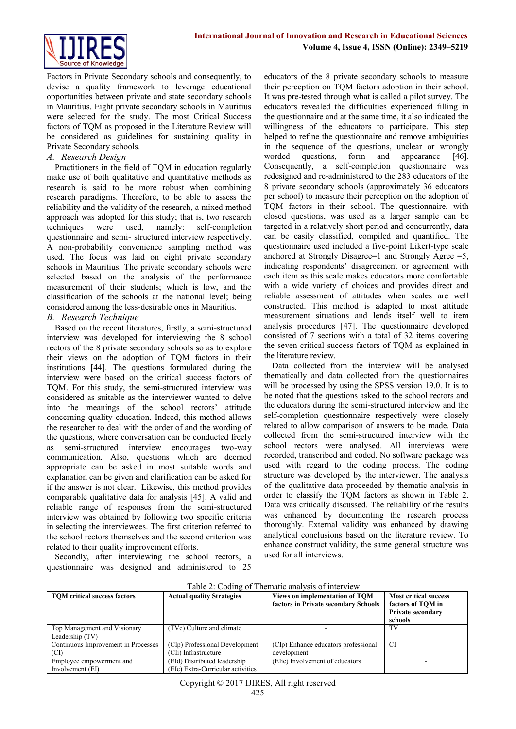Factors in Private Secondary schools and consequently, to devise a quality framework to leverage educational opportunities between private and state secondary schools in Mauritius. Eight private secondary schools in Mauritius were selected for the study. The most Critical Success factors of TQM as proposed in the Literature Review will be considered as guidelines for sustaining quality in Private Secondary schools.

### *A. Research Design*

Practitioners in the field of TQM in education regularly make use of both qualitative and quantitative methods as research is said to be more robust when combining research paradigms. Therefore, to be able to assess the reliability and the validity of the research, a mixed method approach was adopted for this study; that is, two research techniques were used, namely: self-completion questionnaire and semi- structured interview respectively. A non-probability convenience sampling method was used. The focus was laid on eight private secondary schools in Mauritius. The private secondary schools were selected based on the analysis of the performance measurement of their students; which is low, and the classification of the schools at the national level; being considered among the less-desirable ones in Mauritius.

### *B. Research Technique*

Based on the recent literatures, firstly, a semi-structured interview was developed for interviewing the 8 school rectors of the 8 private secondary schools so as to explore their views on the adoption of TQM factors in their institutions [44]. The questions formulated during the interview were based on the critical success factors of TQM. For this study, the semi-structured interview was considered as suitable as the interviewer wanted to delve into the meanings of the school rectors' attitude concerning quality education. Indeed, this method allows the researcher to deal with the order of and the wording of the questions, where conversation can be conducted freely as semi-structured interview encourages two-way communication. Also, questions which are deemed appropriate can be asked in most suitable words and explanation can be given and clarification can be asked for if the answer is not clear. Likewise, this method provides comparable qualitative data for analysis [45]. A valid and reliable range of responses from the semi-structured interview was obtained by following two specific criteria in selecting the interviewees. The first criterion referred to the school rectors themselves and the second criterion was related to their quality improvement efforts.

Secondly, after interviewing the school rectors, a questionnaire was designed and administered to 25 educators of the 8 private secondary schools to measure their perception on TQM factors adoption in their school. It was pre-tested through what is called a pilot survey. The educators revealed the difficulties experienced filling in the questionnaire and at the same time, it also indicated the willingness of the educators to participate. This step helped to refine the questionnaire and remove ambiguities in the sequence of the questions, unclear or wrongly worded questions, form and appearance [46]. Consequently, a self-completion questionnaire was redesigned and re-administered to the 283 educators of the 8 private secondary schools (approximately 36 educators per school) to measure their perception on the adoption of TQM factors in their school. The questionnaire, with closed questions, was used as a larger sample can be targeted in a relatively short period and concurrently, data can be easily classified, compiled and quantified. The questionnaire used included a five-point Likert-type scale anchored at Strongly Disagree=1 and Strongly Agree =5, indicating respondents' disagreement or agreement with each item as this scale makes educators more comfortable with a wide variety of choices and provides direct and reliable assessment of attitudes when scales are well constructed. This method is adapted to most attitude measurement situations and lends itself well to item analysis procedures [47]. The questionnaire developed consisted of 7 sections with a total of 32 items covering the seven critical success factors of TQM as explained in the literature review.

Data collected from the interview will be analysed thematically and data collected from the questionnaires will be processed by using the SPSS version 19.0. It is to be noted that the questions asked to the school rectors and the educators during the semi-structured interview and the self-completion questionnaire respectively were closely related to allow comparison of answers to be made. Data collected from the semi-structured interview with the school rectors were analysed. All interviews were recorded, transcribed and coded. No software package was used with regard to the coding process. The coding structure was developed by the interviewer. The analysis of the qualitative data proceeded by thematic analysis in order to classify the TQM factors as shown in Table 2. Data was critically discussed. The reliability of the results was enhanced by documenting the research process thoroughly. External validity was enhanced by drawing analytical conclusions based on the literature review. To enhance construct validity, the same general structure was used for all interviews.

Table 2: Coding of Thematic analysis of interview

| TQM critical success factors | Actual quality Strategies | Views on implementation of TQM factors in Private secondary Schools | Most critical success factors of TQM in Private secondary schools |
|---|---|---|---|
| Top Management and Visionary Leadership (TV) | (TVc) Culture and climate | - | TV |
| Continuous Improvement in Processes (CI) | (CIp) Professional Development<br>(CIi) Infrastructure | (CIp) Enhance educators professional development | CI |
| Employee empowerment and Involvement (EI) | (EId) Distributed leadership<br>(EIe) Extra-Curricular activities | (EIie) Involvement of educators | - |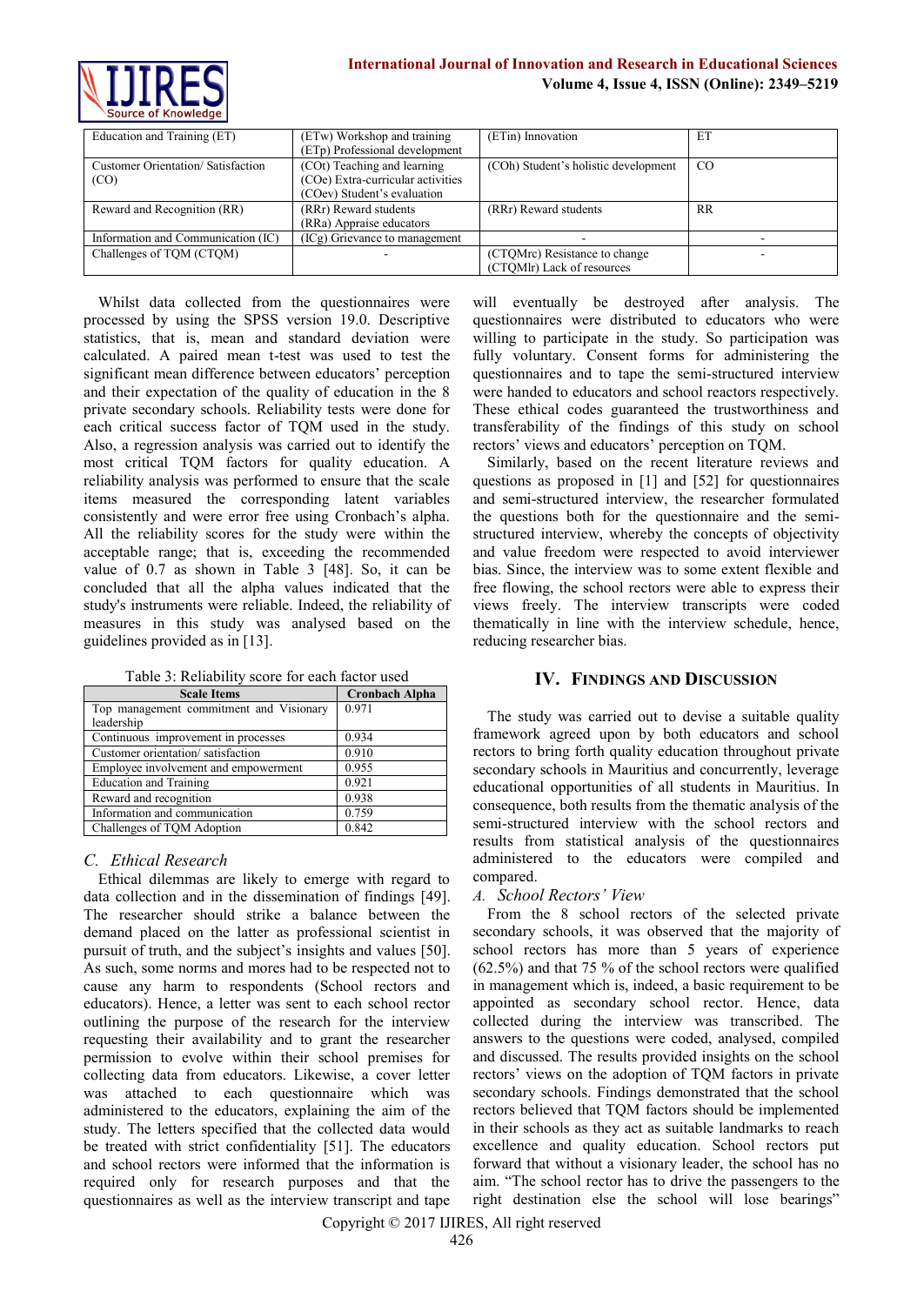| Education and Training (ET) | (ETw) Workshop and training (ETp) Professional development | (ETin) Innovation | ET |
|---|---|---|---|
| Customer Orientation/ Satisfaction (CO) | (COt) Teaching and learning (COe) Extra-curricular activities (COev) Student's evaluation | (COh) Student's holistic development | CO |
| Reward and Recognition (RR) | (RRr) Reward students (RRa) Appraise educators | (RRr) Reward students | RR |
| Information and Communication (IC) | (ICg) Grievance to management | - | - |
| Challenges of TQM (CTQM) | - | (CTQMrc) Resistance to change (CTQMlr) Lack of resources | - |

Whilst data collected from the questionnaires were processed by using the SPSS version 19.0. Descriptive statistics, that is, mean and standard deviation were calculated. A paired mean t-test was used to test the significant mean difference between educators' perception and their expectation of the quality of education in the 8 private secondary schools. Reliability tests were done for each critical success factor of TQM used in the study. Also, a regression analysis was carried out to identify the most critical TQM factors for quality education. A reliability analysis was performed to ensure that the scale items measured the corresponding latent variables consistently and were error free using Cronbach's alpha. All the reliability scores for the study were within the acceptable range; that is, exceeding the recommended value of 0.7 as shown in Table 3 [48]. So, it can be concluded that all the alpha values indicated that the study's instruments were reliable. Indeed, the reliability of measures in this study was analysed based on the guidelines provided as in [13].

Table 3: Reliability score for each factor used

| Scale Items | Cronbach Alpha |
|---|---|
| Top management commitment and Visionary leadership | 0.971 |
| Continuous improvement in processes | 0.934 |
| Customer orientation/ satisfaction | 0.910 |
| Employee involvement and empowerment | 0.955 |
| Education and Training | 0.921 |
| Reward and recognition | 0.938 |
| Information and communication | 0.759 |
| Challenges of TQM Adoption | 0.842 |

### *C. Ethical Research*

Ethical dilemmas are likely to emerge with regard to data collection and in the dissemination of findings [49]. The researcher should strike a balance between the demand placed on the latter as professional scientist in pursuit of truth, and the subject's insights and values [50]. As such, some norms and mores had to be respected not to cause any harm to respondents (School rectors and educators). Hence, a letter was sent to each school rector outlining the purpose of the research for the interview requesting their availability and to grant the researcher permission to evolve within their school premises for collecting data from educators. Likewise, a cover letter was attached to each questionnaire which was administered to the educators, explaining the aim of the study. The letters specified that the collected data would be treated with strict confidentiality [51]. The educators and school rectors were informed that the information is required only for research purposes and that the questionnaires as well as the interview transcript and tape will eventually be destroyed after analysis. The questionnaires were distributed to educators who were willing to participate in the study. So participation was fully voluntary. Consent forms for administering the questionnaires and to tape the semi-structured interview were handed to educators and school reactors respectively. These ethical codes guaranteed the trustworthiness and transferability of the findings of this study on school rectors' views and educators' perception on TQM.

Similarly, based on the recent literature reviews and questions as proposed in [1] and [52] for questionnaires and semi-structured interview, the researcher formulated the questions both for the questionnaire and the semi-structured interview, whereby the concepts of objectivity and value freedom were respected to avoid interviewer bias. Since, the interview was to some extent flexible and free flowing, the school rectors were able to express their views freely. The interview transcripts were coded thematically in line with the interview schedule, hence, reducing researcher bias.

## IV. Findings and Discussion

The study was carried out to devise a suitable quality framework agreed upon by both educators and school rectors to bring forth quality education throughout private secondary schools in Mauritius and concurrently, leverage educational opportunities of all students in Mauritius. In consequence, both results from the thematic analysis of the semi-structured interview with the school rectors and results from statistical analysis of the questionnaires administered to the educators were compiled and compared.

### *A. School Rectors' View*

From the 8 school rectors of the selected private secondary schools, it was observed that the majority of school rectors has more than 5 years of experience (62.5%) and that 75 % of the school rectors were qualified in management which is, indeed, a basic requirement to be appointed as secondary school rector. Hence, data collected during the interview was transcribed. The answers to the questions were coded, analysed, compiled and discussed. The results provided insights on the school rectors' views on the adoption of TQM factors in private secondary schools. Findings demonstrated that the school rectors believed that TQM factors should be implemented in their schools as they act as suitable landmarks to reach excellence and quality education. School rectors put forward that without a visionary leader, the school has no aim. "The school rector has to drive the passengers to the right destination else the school will lose bearings"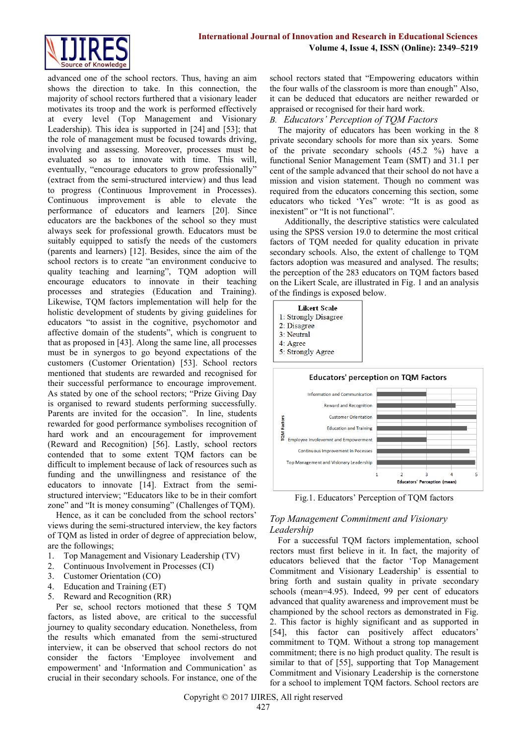advanced one of the school rectors. Thus, having an aim shows the direction to take. In this connection, the majority of school rectors furthered that a visionary leader motivates its troop and the work is performed effectively at every level (Top Management and Visionary Leadership). This idea is supported in [24] and [53]; that the role of management must be focused towards driving, involving and assessing. Moreover, processes must be evaluated so as to innovate with time. This will, eventually, "encourage educators to grow professionally" (extract from the semi-structured interview) and thus lead to progress (Continuous Improvement in Processes). Continuous improvement is able to elevate the performance of educators and learners [20]. Since educators are the backbones of the school so they must always seek for professional growth. Educators must be suitably equipped to satisfy the needs of the customers (parents and learners) [12]. Besides, since the aim of the school rectors is to create "an environment conducive to quality teaching and learning", TQM adoption will encourage educators to innovate in their teaching processes and strategies (Education and Training). Likewise, TQM factors implementation will help for the holistic development of students by giving guidelines for educators "to assist in the cognitive, psychomotor and affective domain of the students", which is congruent to that as proposed in [43]. Along the same line, all processes must be in synergos to go beyond expectations of the customers (Customer Orientation) [53]. School rectors mentioned that students are rewarded and recognised for their successful performance to encourage improvement. As stated by one of the school rectors; "Prize Giving Day is organised to reward students performing successfully. Parents are invited for the occasion". In line, students rewarded for good performance symbolises recognition of hard work and an encouragement for improvement (Reward and Recognition) [56]. Lastly, school rectors contended that to some extent TQM factors can be difficult to implement because of lack of resources such as funding and the unwillingness and resistance of the educators to innovate [14]. Extract from the semi-structured interview; "Educators like to be in their comfort zone" and "It is money consuming" (Challenges of TQM).

Hence, as it can be concluded from the school rectors' views during the semi-structured interview, the key factors of TQM as listed in order of degree of appreciation below, are the followings;

1. Top Management and Visionary Leadership (TV)
2. Continuous Involvement in Processes (CI)
3. Customer Orientation (CO)
4. Education and Training (ET)
5. Reward and Recognition (RR)

Per se, school rectors motioned that these 5 TQM factors, as listed above, are critical to the successful journey to quality secondary education. Nonetheless, from the results which emanated from the semi-structured interview, it can be observed that school rectors do not consider the factors 'Employee involvement and empowerment' and 'Information and Communication' as crucial in their secondary schools. For instance, one of the school rectors stated that "Empowering educators within the four walls of the classroom is more than enough" Also, it can be deduced that educators are neither rewarded or appraised or recognised for their hard work.

### *B. Educators' Perception of TQM Factors*

The majority of educators has been working in the 8 private secondary schools for more than six years. Some of the private secondary schools (45.2 %) have a functional Senior Management Team (SMT) and 31.1 per cent of the sample advanced that their school do not have a mission and vision statement. Though no comment was required from the educators concerning this section, some educators who ticked 'Yes" wrote: "It is as good as inexistent" or "It is not functional".

Additionally, the descriptive statistics were calculated using the SPSS version 19.0 to determine the most critical factors of TQM needed for quality education in private secondary schools. Also, the extent of challenge to TQM factors adoption was measured and analysed. The results; the perception of the 283 educators on TQM factors based on the Likert Scale, are illustrated in Fig. 1 and an analysis of the findings is exposed below.

| Likert Scale |
|---|
| 1: Strongly Disagree |
| 2: Disagree |
| 3: Neutral |
| 4: Agree |
| 5: Strongly Agree |

Educators' perception on TQM Factors

TQM Factors: Information and Communication; Reward and Recognition; Customer Orientation; Education and Training; Employee Involvement and Empowerment; Continuous Improvement in Pocesses; Top Management and Visionary Leadership

Educators' Perception (mean): 1, 2, 3, 4, 5

Fig.1. Educators' Perception of TQM factors

### *Top Management Commitment and Visionary Leadership*

For a successful TQM factors implementation, school rectors must first believe in it. In fact, the majority of educators believed that the factor 'Top Management Commitment and Visionary Leadership' is essential to bring forth and sustain quality in private secondary schools (mean=4.95). Indeed, 99 per cent of educators advanced that quality awareness and improvement must be championed by the school rectors as demonstrated in Fig. 2. This factor is highly significant and as supported in [54], this factor can positively affect educators' commitment to TQM. Without a strong top management commitment; there is no high product quality. The result is similar to that of [55], supporting that Top Management Commitment and Visionary Leadership is the cornerstone for a school to implement TQM factors. School rectors are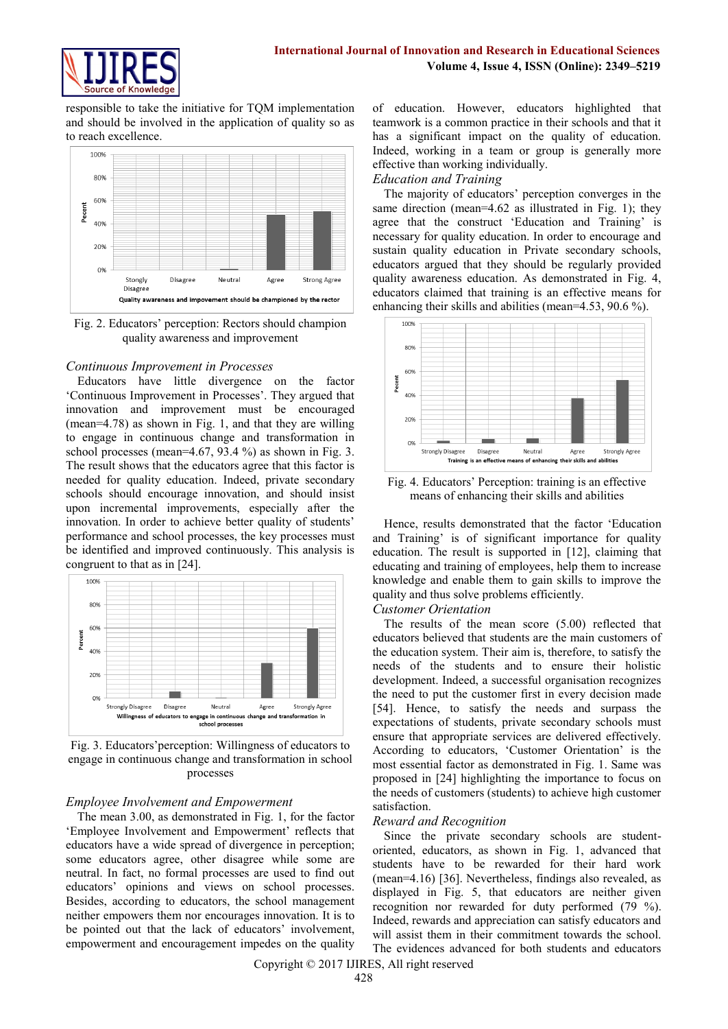responsible to take the initiative for TQM implementation and should be involved in the application of quality so as to reach excellence.

Fig. 2. Educators' perception: Rectors should champion quality awareness and improvement

*Continuous Improvement in Processes*

Educators have little divergence on the factor 'Continuous Improvement in Processes'. They argued that innovation and improvement must be encouraged (mean=4.78) as shown in Fig. 1, and that they are willing to engage in continuous change and transformation in school processes (mean=4.67, 93.4 %) as shown in Fig. 3. The result shows that the educators agree that this factor is needed for quality education. Indeed, private secondary schools should encourage innovation, and should insist upon incremental improvements, especially after the innovation. In order to achieve better quality of students' performance and school processes, the key processes must be identified and improved continuously. This analysis is congruent to that as in [24].

Fig. 3. Educators'perception: Willingness of educators to engage in continuous change and transformation in school processes

*Employee Involvement and Empowerment*

The mean 3.00, as demonstrated in Fig. 1, for the factor 'Employee Involvement and Empowerment' reflects that educators have a wide spread of divergence in perception; some educators agree, other disagree while some are neutral. In fact, no formal processes are used to find out educators' opinions and views on school processes. Besides, according to educators, the school management neither empowers them nor encourages innovation. It is to be pointed out that the lack of educators' involvement, empowerment and encouragement impedes on the quality of education. However, educators highlighted that teamwork is a common practice in their schools and that it has a significant impact on the quality of education. Indeed, working in a team or group is generally more effective than working individually.

*Education and Training*

The majority of educators' perception converges in the same direction (mean=4.62 as illustrated in Fig. 1); they agree that the construct 'Education and Training' is necessary for quality education. In order to encourage and sustain quality education in Private secondary schools, educators argued that they should be regularly provided quality awareness education. As demonstrated in Fig. 4, educators claimed that training is an effective means for enhancing their skills and abilities (mean=4.53, 90.6 %).

Fig. 4. Educators' Perception: training is an effective means of enhancing their skills and abilities

Hence, results demonstrated that the factor 'Education and Training' is of significant importance for quality education. The result is supported in [12], claiming that educating and training of employees, help them to increase knowledge and enable them to gain skills to improve the quality and thus solve problems efficiently.

*Customer Orientation*

The results of the mean score (5.00) reflected that educators believed that students are the main customers of the education system. Their aim is, therefore, to satisfy the needs of the students and to ensure their holistic development. Indeed, a successful organisation recognizes the need to put the customer first in every decision made [54]. Hence, to satisfy the needs and surpass the expectations of students, private secondary schools must ensure that appropriate services are delivered effectively. According to educators, 'Customer Orientation' is the most essential factor as demonstrated in Fig. 1. Same was proposed in [24] highlighting the importance to focus on the needs of customers (students) to achieve high customer satisfaction.

*Reward and Recognition*

Since the private secondary schools are student-oriented, educators, as shown in Fig. 1, advanced that students have to be rewarded for their hard work (mean=4.16) [36]. Nevertheless, findings also revealed, as displayed in Fig. 5, that educators are neither given recognition nor rewarded for duty performed (79 %). Indeed, rewards and appreciation can satisfy educators and will assist them in their commitment towards the school. The evidences advanced for both students and educators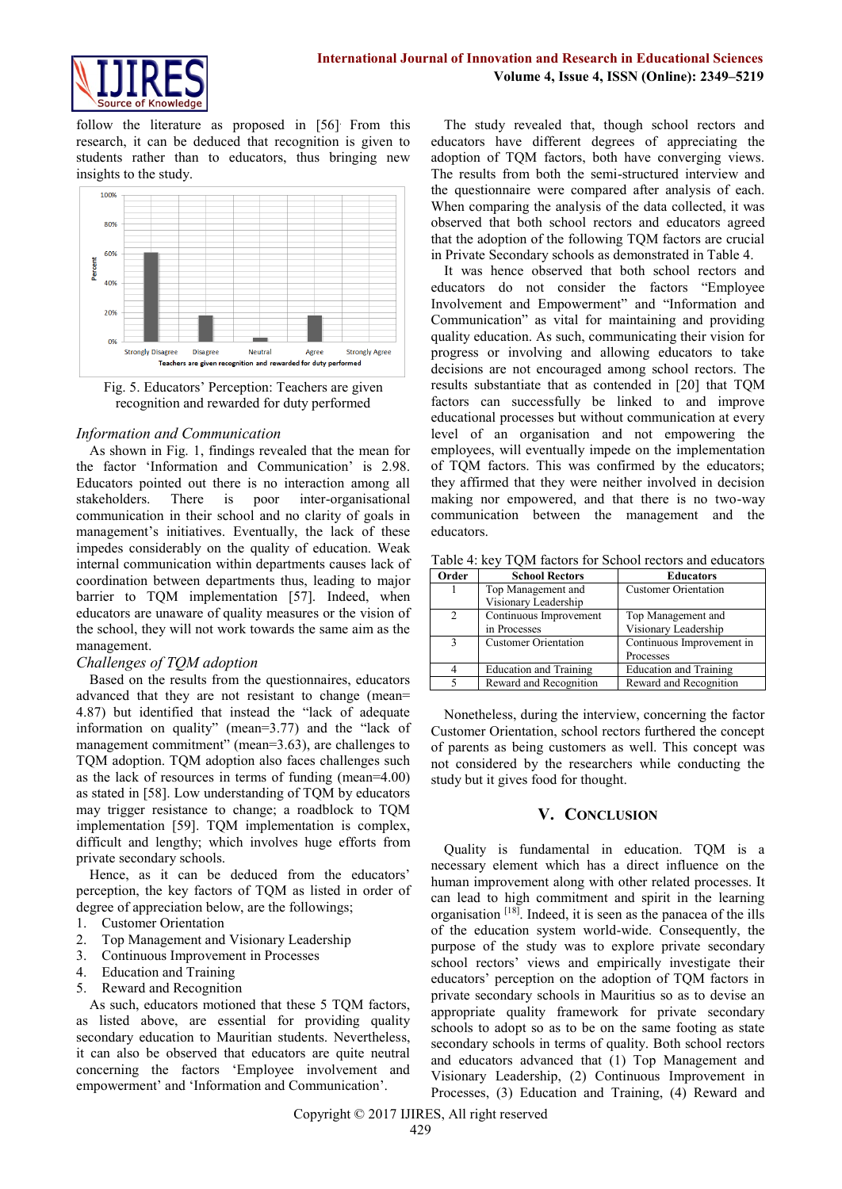follow the literature as proposed in [56]. From this research, it can be deduced that recognition is given to students rather than to educators, thus bringing new insights to the study.

Fig. 5. Educators' Perception: Teachers are given recognition and rewarded for duty performed

*Information and Communication*

As shown in Fig. 1, findings revealed that the mean for the factor 'Information and Communication' is 2.98. Educators pointed out there is no interaction among all stakeholders. There is poor inter-organisational communication in their school and no clarity of goals in management's initiatives. Eventually, the lack of these impedes considerably on the quality of education. Weak internal communication within departments causes lack of coordination between departments thus, leading to major barrier to TQM implementation [57]. Indeed, when educators are unaware of quality measures or the vision of the school, they will not work towards the same aim as the management.

*Challenges of TQM adoption*

Based on the results from the questionnaires, educators advanced that they are not resistant to change (mean= 4.87) but identified that instead the "lack of adequate information on quality" (mean=3.77) and the "lack of management commitment" (mean=3.63), are challenges to TQM adoption. TQM adoption also faces challenges such as the lack of resources in terms of funding (mean=4.00) as stated in [58]. Low understanding of TQM by educators may trigger resistance to change; a roadblock to TQM implementation [59]. TQM implementation is complex, difficult and lengthy; which involves huge efforts from private secondary schools.

Hence, as it can be deduced from the educators' perception, the key factors of TQM as listed in order of degree of appreciation below, are the followings;

1. Customer Orientation
2. Top Management and Visionary Leadership
3. Continuous Improvement in Processes
4. Education and Training
5. Reward and Recognition

As such, educators motioned that these 5 TQM factors, as listed above, are essential for providing quality secondary education to Mauritian students. Nevertheless, it can also be observed that educators are quite neutral concerning the factors 'Employee involvement and empowerment' and 'Information and Communication'.

The study revealed that, though school rectors and educators have different degrees of appreciating the adoption of TQM factors, both have converging views. The results from both the semi-structured interview and the questionnaire were compared after analysis of each. When comparing the analysis of the data collected, it was observed that both school rectors and educators agreed that the adoption of the following TQM factors are crucial in Private Secondary schools as demonstrated in Table 4.

It was hence observed that both school rectors and educators do not consider the factors "Employee Involvement and Empowerment" and "Information and Communication" as vital for maintaining and providing quality education. As such, communicating their vision for progress or involving and allowing educators to take decisions are not encouraged among school rectors. The results substantiate that as contended in [20] that TQM factors can successfully be linked to and improve educational processes but without communication at every level of an organisation and not empowering the employees, will eventually impede on the implementation of TQM factors. This was confirmed by the educators; they affirmed that they were neither involved in decision making nor empowered, and that there is no two-way communication between the management and the educators.

Table 4: key TQM factors for School rectors and educators

| Order | School Rectors | Educators |
|---|---|---|
| 1 | Top Management and Visionary Leadership | Customer Orientation |
| 2 | Continuous Improvement in Processes | Top Management and Visionary Leadership |
| 3 | Customer Orientation | Continuous Improvement in Processes |
| 4 | Education and Training | Education and Training |
| 5 | Reward and Recognition | Reward and Recognition |

Nonetheless, during the interview, concerning the factor Customer Orientation, school rectors furthered the concept of parents as being customers as well. This concept was not considered by the researchers while conducting the study but it gives food for thought.

## V. Conclusion

Quality is fundamental in education. TQM is a necessary element which has a direct influence on the human improvement along with other related processes. It can lead to high commitment and spirit in the learning organisation [18]. Indeed, it is seen as the panacea of the ills of the education system world-wide. Consequently, the purpose of the study was to explore private secondary school rectors' views and empirically investigate their educators' perception on the adoption of TQM factors in private secondary schools in Mauritius so as to devise an appropriate quality framework for private secondary schools to adopt so as to be on the same footing as state secondary schools in terms of quality. Both school rectors and educators advanced that (1) Top Management and Visionary Leadership, (2) Continuous Improvement in Processes, (3) Education and Training, (4) Reward and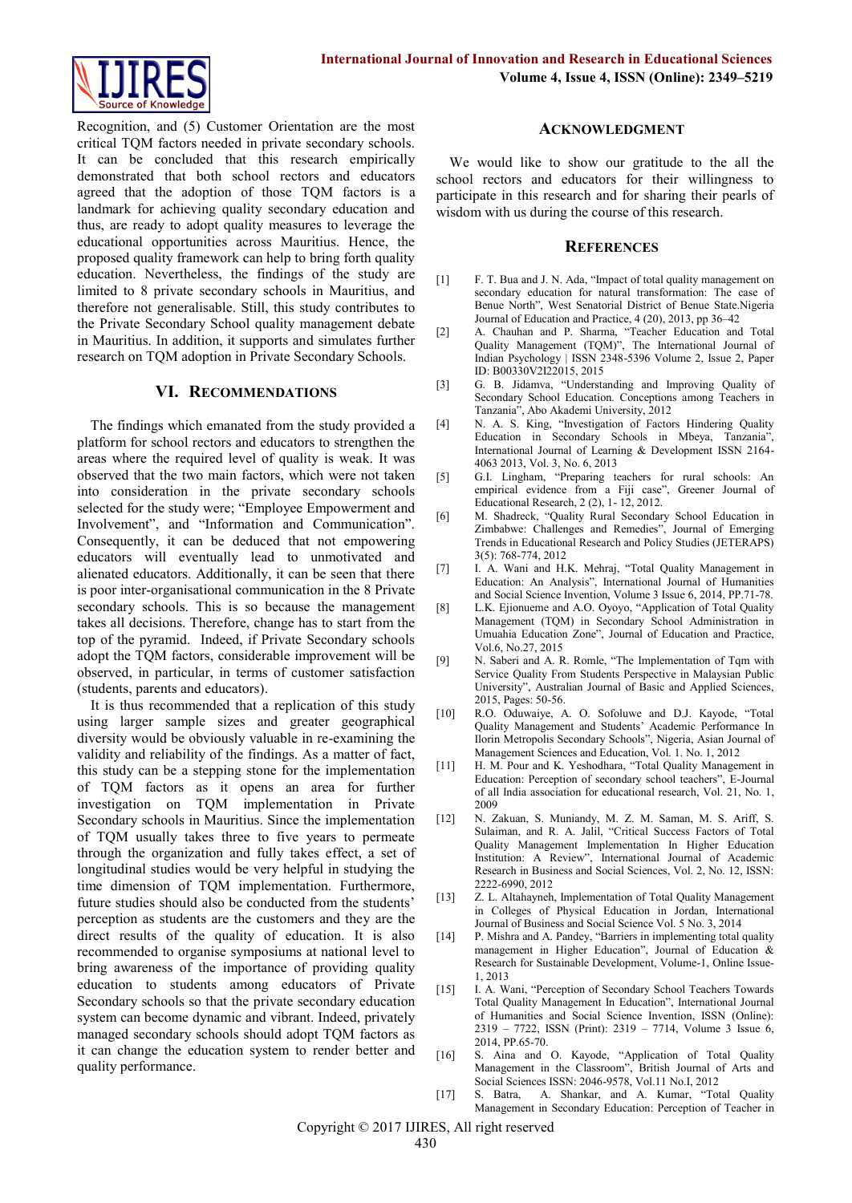Recognition, and (5) Customer Orientation are the most critical TQM factors needed in private secondary schools. It can be concluded that this research empirically demonstrated that both school rectors and educators agreed that the adoption of those TQM factors is a landmark for achieving quality secondary education and thus, are ready to adopt quality measures to leverage the educational opportunities across Mauritius. Hence, the proposed quality framework can help to bring forth quality education. Nevertheless, the findings of the study are limited to 8 private secondary schools in Mauritius, and therefore not generalisable. Still, this study contributes to the Private Secondary School quality management debate in Mauritius. In addition, it supports and simulates further research on TQM adoption in Private Secondary Schools.

## VI. Recommendations

The findings which emanated from the study provided a platform for school rectors and educators to strengthen the areas where the required level of quality is weak. It was observed that the two main factors, which were not taken into consideration in the private secondary schools selected for the study were; "Employee Empowerment and Involvement", and "Information and Communication". Consequently, it can be deduced that not empowering educators will eventually lead to unmotivated and alienated educators. Additionally, it can be seen that there is poor inter-organisational communication in the 8 Private secondary schools. This is so because the management takes all decisions. Therefore, change has to start from the top of the pyramid. Indeed, if Private Secondary schools adopt the TQM factors, considerable improvement will be observed, in particular, in terms of customer satisfaction (students, parents and educators).

It is thus recommended that a replication of this study using larger sample sizes and greater geographical diversity would be obviously valuable in re-examining the validity and reliability of the findings. As a matter of fact, this study can be a stepping stone for the implementation of TQM factors as it opens an area for further investigation on TQM implementation in Private Secondary schools in Mauritius. Since the implementation of TQM usually takes three to five years to permeate through the organization and fully takes effect, a set of longitudinal studies would be very helpful in studying the time dimension of TQM implementation. Furthermore, future studies should also be conducted from the students' perception as students are the customers and they are the direct results of the quality of education. It is also recommended to organise symposiums at national level to bring awareness of the importance of providing quality education to students among educators of Private Secondary schools so that the private secondary education system can become dynamic and vibrant. Indeed, privately managed secondary schools should adopt TQM factors as it can change the education system to render better and quality performance.

## Acknowledgment

We would like to show our gratitude to the all the school rectors and educators for their willingness to participate in this research and for sharing their pearls of wisdom with us during the course of this research.

## References

[1] F. T. Bua and J. N. Ada, "Impact of total quality management on secondary education for natural transformation: The case of Benue North", West Senatorial District of Benue State.Nigeria Journal of Education and Practice, 4 (20), 2013, pp 36–42

[2] A. Chauhan and P. Sharma, "Teacher Education and Total Quality Management (TQM)", The International Journal of Indian Psychology | ISSN 2348-5396 Volume 2, Issue 2, Paper ID: B00330V2I22015, 2015

[3] G. B. Jidamva, "Understanding and Improving Quality of Secondary School Education. Conceptions among Teachers in Tanzania", Abo Akademi University, 2012

[4] N. A. S. King, "Investigation of Factors Hindering Quality Education in Secondary Schools in Mbeya, Tanzania", International Journal of Learning & Development ISSN 2164-4063 2013, Vol. 3, No. 6, 2013

[5] G.I. Lingham, "Preparing teachers for rural schools: An empirical evidence from a Fiji case", Greener Journal of Educational Research, 2 (2), 1- 12, 2012.

[6] M. Shadreck, "Quality Rural Secondary School Education in Zimbabwe: Challenges and Remedies", Journal of Emerging Trends in Educational Research and Policy Studies (JETERAPS) 3(5): 768-774, 2012

[7] I. A. Wani and H.K. Mehraj, "Total Quality Management in Education: An Analysis", International Journal of Humanities and Social Science Invention, Volume 3 Issue 6, 2014, PP.71-78.

[8] L.K. Ejionueme and A.O. Oyoyo, "Application of Total Quality Management (TQM) in Secondary School Administration in Umuahia Education Zone", Journal of Education and Practice, Vol.6, No.27, 2015

[9] N. Saberi and A. R. Romle, "The Implementation of Tqm with Service Quality From Students Perspective in Malaysian Public University", Australian Journal of Basic and Applied Sciences, 2015, Pages: 50-56.

[10] R.O. Oduwaiye, A. O. Sofoluwe and D.J. Kayode, "Total Quality Management and Students' Academic Performance In Ilorin Metropolis Secondary Schools", Nigeria, Asian Journal of Management Sciences and Education, Vol. 1. No. 1, 2012

[11] H. M. Pour and K. Yeshodhara, "Total Quality Management in Education: Perception of secondary school teachers", E-Journal of all India association for educational research, Vol. 21, No. 1, 2009

[12] N. Zakuan, S. Muniandy, M. Z. M. Saman, M. S. Ariff, S. Sulaiman, and R. A. Jalil, "Critical Success Factors of Total Quality Management Implementation In Higher Education Institution: A Review", International Journal of Academic Research in Business and Social Sciences, Vol. 2, No. 12, ISSN: 2222-6990, 2012

[13] Z. L. Altahayneh, Implementation of Total Quality Management in Colleges of Physical Education in Jordan, International Journal of Business and Social Science Vol. 5 No. 3, 2014

[14] P. Mishra and A. Pandey, "Barriers in implementing total quality management in Higher Education", Journal of Education & Research for Sustainable Development, Volume-1, Online Issue-1, 2013

[15] I. A. Wani, "Perception of Secondary School Teachers Towards Total Quality Management In Education", International Journal of Humanities and Social Science Invention, ISSN (Online): 2319 – 7722, ISSN (Print): 2319 – 7714, Volume 3 Issue 6, 2014, PP.65-70.

[16] S. Aina and O. Kayode, "Application of Total Quality Management in the Classroom", British Journal of Arts and Social Sciences ISSN: 2046-9578, Vol.11 No.I, 2012

[17] S. Batra, A. Shankar, and A. Kumar, "Total Quality Management in Secondary Education: Perception of Teacher in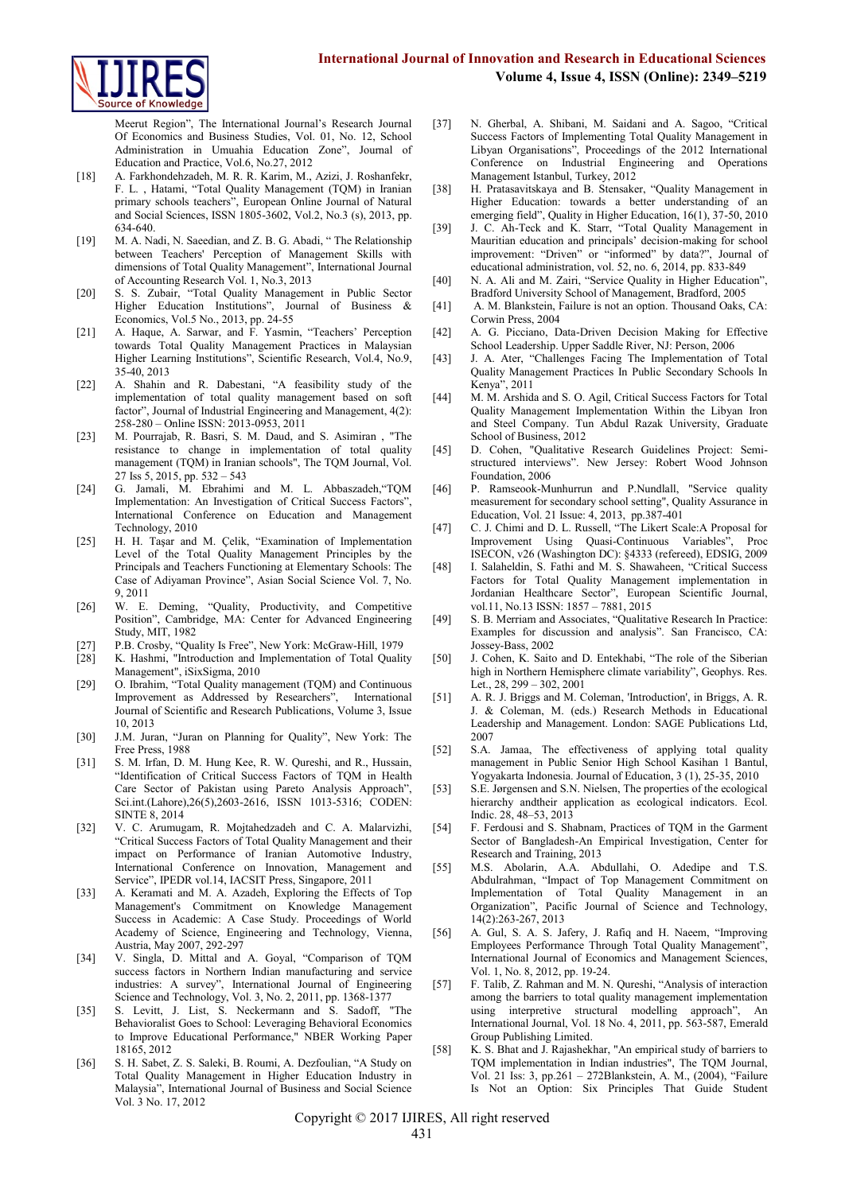Meerut Region", The International Journal's Research Journal Of Economics and Business Studies, Vol. 01, No. 12, School Administration in Umuahia Education Zone", Journal of Education and Practice, Vol.6, No.27, 2012

[18] A. Farkhondehzadeh, M. R. R. Karim, M., Azizi, J. Roshanfekr, F. L. , Hatami, "Total Quality Management (TQM) in Iranian primary schools teachers", European Online Journal of Natural and Social Sciences, ISSN 1805-3602, Vol.2, No.3 (s), 2013, pp. 634-640.

[19] M. A. Nadi, N. Saeedian, and Z. B. G. Abadi, " The Relationship between Teachers' Perception of Management Skills with dimensions of Total Quality Management", International Journal of Accounting Research Vol. 1, No.3, 2013

[20] S. S. Zubair, "Total Quality Management in Public Sector Higher Education Institutions", Journal of Business & Economics, Vol.5 No., 2013, pp. 24-55

[21] A. Haque, A. Sarwar, and F. Yasmin, "Teachers' Perception towards Total Quality Management Practices in Malaysian Higher Learning Institutions", Scientific Research, Vol.4, No.9, 35-40, 2013

[22] A. Shahin and R. Dabestani, "A feasibility study of the implementation of total quality management based on soft factor", Journal of Industrial Engineering and Management, 4(2): 258-280 – Online ISSN: 2013-0953, 2011

[23] M. Pourrajab, R. Basri, S. M. Daud, and S. Asimiran , "The resistance to change in implementation of total quality management (TQM) in Iranian schools", The TQM Journal, Vol. 27 Iss 5, 2015, pp. 532 – 543

[24] G. Jamali, M. Ebrahimi and M. L. Abbaszadeh,"TQM Implementation: An Investigation of Critical Success Factors", International Conference on Education and Management Technology, 2010

[25] H. H. Taşar and M. Çelik, "Examination of Implementation Level of the Total Quality Management Principles by the Principals and Teachers Functioning at Elementary Schools: The Case of Adiyaman Province", Asian Social Science Vol. 7, No. 9, 2011

[26] W. E. Deming, "Quality, Productivity, and Competitive Position", Cambridge, MA: Center for Advanced Engineering Study, MIT, 1982

[27] P.B. Crosby, "Quality Is Free", New York: McGraw-Hill, 1979

[28] K. Hashmi, "Introduction and Implementation of Total Quality Management", iSixSigma, 2010

[29] O. Ibrahim, "Total Quality management (TQM) and Continuous Improvement as Addressed by Researchers", International Journal of Scientific and Research Publications, Volume 3, Issue 10, 2013

[30] J.M. Juran, "Juran on Planning for Quality", New York: The Free Press, 1988

[31] S. M. Irfan, D. M. Hung Kee, R. W. Qureshi, and R., Hussain, "Identification of Critical Success Factors of TQM in Health Care Sector of Pakistan using Pareto Analysis Approach", Sci.int.(Lahore),26(5),2603-2616, ISSN 1013-5316; CODEN: SINTE 8, 2014

[32] V. C. Arumugam, R. Mojtahedzadeh and C. A. Malarvizhi, "Critical Success Factors of Total Quality Management and their impact on Performance of Iranian Automotive Industry, International Conference on Innovation, Management and Service", IPEDR vol.14, IACSIT Press, Singapore, 2011

[33] A. Keramati and M. A. Azadeh, Exploring the Effects of Top Management's Commitment on Knowledge Management Success in Academic: A Case Study. Proceedings of World Academy of Science, Engineering and Technology, Vienna, Austria, May 2007, 292-297

[34] V. Singla, D. Mittal and A. Goyal, "Comparison of TQM success factors in Northern Indian manufacturing and service industries: A survey", International Journal of Engineering Science and Technology, Vol. 3, No. 2, 2011, pp. 1368-1377

[35] S. Levitt, J. List, S. Neckermann and S. Sadoff, "The Behavioralist Goes to School: Leveraging Behavioral Economics to Improve Educational Performance," NBER Working Paper 18165, 2012

[36] S. H. Sabet, Z. S. Saleki, R. Roumi, A. Dezfoulian, "A Study on Total Quality Management in Higher Education Industry in Malaysia", International Journal of Business and Social Science Vol. 3 No. 17, 2012

[37] N. Gherbal, A. Shibani, M. Saidani and A. Sagoo, "Critical Success Factors of Implementing Total Quality Management in Libyan Organisations", Proceedings of the 2012 International Conference on Industrial Engineering and Operations Management Istanbul, Turkey, 2012

[38] H. Pratasavitskaya and B. Stensaker, "Quality Management in Higher Education: towards a better understanding of an emerging field", Quality in Higher Education, 16(1), 37-50, 2010

[39] J. C. Ah-Teck and K. Starr, "Total Quality Management in Mauritian education and principals' decision-making for school improvement: "Driven" or "informed" by data?", Journal of educational administration, vol. 52, no. 6, 2014, pp. 833-849

[40] N. A. Ali and M. Zairi, "Service Quality in Higher Education", Bradford University School of Management, Bradford, 2005

[41] A. M. Blankstein, Failure is not an option. Thousand Oaks, CA: Corwin Press, 2004

[42] A. G. Picciano, Data-Driven Decision Making for Effective School Leadership. Upper Saddle River, NJ: Person, 2006

[43] J. A. Ater, "Challenges Facing The Implementation of Total Quality Management Practices In Public Secondary Schools In Kenya", 2011

[44] M. M. Arshida and S. O. Agil, Critical Success Factors for Total Quality Management Implementation Within the Libyan Iron and Steel Company. Tun Abdul Razak University, Graduate School of Business, 2012

[45] D. Cohen, "Qualitative Research Guidelines Project: Semi-structured interviews". New Jersey: Robert Wood Johnson Foundation, 2006

[46] P. Ramseook-Munhurrun and P.Nundlall, "Service quality measurement for secondary school setting", Quality Assurance in Education, Vol. 21 Issue: 4, 2013, pp.387-401

[47] C. J. Chimi and D. L. Russell, "The Likert Scale:A Proposal for Improvement Using Quasi-Continuous Variables", Proc ISECON, v26 (Washington DC): §4333 (refereed), EDSIG, 2009

[48] I. Salaheldin, S. Fathi and M. S. Shawaheen, "Critical Success Factors for Total Quality Management implementation in Jordanian Healthcare Sector", European Scientific Journal, vol.11, No.13 ISSN: 1857 – 7881, 2015

[49] S. B. Merriam and Associates, "Qualitative Research In Practice: Examples for discussion and analysis". San Francisco, CA: Jossey-Bass, 2002

[50] J. Cohen, K. Saito and D. Entekhabi, "The role of the Siberian high in Northern Hemisphere climate variability", Geophys. Res. Let., 28, 299 – 302, 2001

[51] A. R. J. Briggs and M. Coleman, 'Introduction', in Briggs, A. R. J. & Coleman, M. (eds.) Research Methods in Educational Leadership and Management. London: SAGE Publications Ltd, 2007

[52] S.A. Jamaa, The effectiveness of applying total quality management in Public Senior High School Kasihan 1 Bantul, Yogyakarta Indonesia. Journal of Education, 3 (1), 25-35, 2010

[53] S.E. Jørgensen and S.N. Nielsen, The properties of the ecological hierarchy andtheir application as ecological indicators. Ecol. Indic. 28, 48–53, 2013

[54] F. Ferdousi and S. Shabnam, Practices of TQM in the Garment Sector of Bangladesh-An Empirical Investigation, Center for Research and Training, 2013

[55] M.S. Abolarin, A.A. Abdullahi, O. Adedipe and T.S. Abdulrahman, "Impact of Top Management Commitment on Implementation of Total Quality Management in an Organization", Pacific Journal of Science and Technology, 14(2):263-267, 2013

[56] A. Gul, S. A. S. Jafery, J. Rafiq and H. Naeem, "Improving Employees Performance Through Total Quality Management", International Journal of Economics and Management Sciences, Vol. 1, No. 8, 2012, pp. 19-24.

[57] F. Talib, Z. Rahman and M. N. Qureshi, "Analysis of interaction among the barriers to total quality management implementation using interpretive structural modelling approach", An International Journal, Vol. 18 No. 4, 2011, pp. 563-587, Emerald Group Publishing Limited.

[58] K. S. Bhat and J. Rajashekhar, "An empirical study of barriers to TQM implementation in Indian industries", The TQM Journal, Vol. 21 Iss: 3, pp.261 – 272Blankstein, A. M., (2004), "Failure Is Not an Option: Six Principles That Guide Student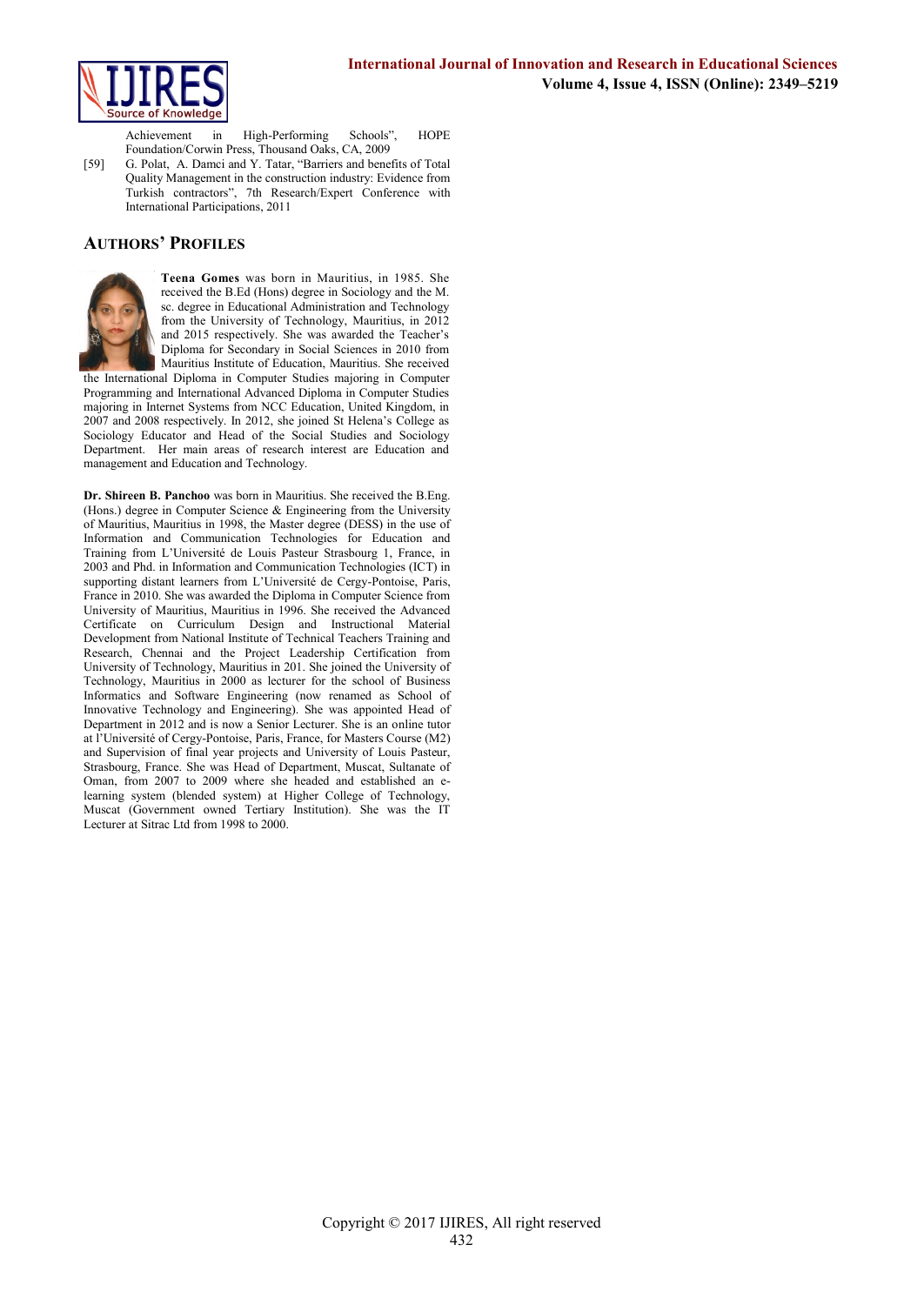Achievement in High-Performing Schools", HOPE Foundation/Corwin Press, Thousand Oaks, CA, 2009

[59] G. Polat, A. Damci and Y. Tatar, "Barriers and benefits of Total Quality Management in the construction industry: Evidence from Turkish contractors", 7th Research/Expert Conference with International Participations, 2011

## Authors' Profiles

**Teena Gomes** was born in Mauritius, in 1985. She received the B.Ed (Hons) degree in Sociology and the M. sc. degree in Educational Administration and Technology from the University of Technology, Mauritius, in 2012 and 2015 respectively. She was awarded the Teacher's Diploma for Secondary in Social Sciences in 2010 from Mauritius Institute of Education, Mauritius. She received the International Diploma in Computer Studies majoring in Computer Programming and International Advanced Diploma in Computer Studies majoring in Internet Systems from NCC Education, United Kingdom, in 2007 and 2008 respectively. In 2012, she joined St Helena's College as Sociology Educator and Head of the Social Studies and Sociology Department. Her main areas of research interest are Education and management and Education and Technology.

**Dr. Shireen B. Panchoo** was born in Mauritius. She received the B.Eng. (Hons.) degree in Computer Science & Engineering from the University of Mauritius, Mauritius in 1998, the Master degree (DESS) in the use of Information and Communication Technologies for Education and Training from L'Université de Louis Pasteur Strasbourg 1, France, in 2003 and Phd. in Information and Communication Technologies (ICT) in supporting distant learners from L'Université de Cergy-Pontoise, Paris, France in 2010. She was awarded the Diploma in Computer Science from University of Mauritius, Mauritius in 1996. She received the Advanced Certificate on Curriculum Design and Instructional Material Development from National Institute of Technical Teachers Training and Research, Chennai and the Project Leadership Certification from University of Technology, Mauritius in 201. She joined the University of Technology, Mauritius in 2000 as lecturer for the school of Business Informatics and Software Engineering (now renamed as School of Innovative Technology and Engineering). She was appointed Head of Department in 2012 and is now a Senior Lecturer. She is an online tutor at l'Université of Cergy-Pontoise, Paris, France, for Masters Course (M2) and Supervision of final year projects and University of Louis Pasteur, Strasbourg, France. She was Head of Department, Muscat, Sultanate of Oman, from 2007 to 2009 where she headed and established an e-learning system (blended system) at Higher College of Technology, Muscat (Government owned Tertiary Institution). She was the IT Lecturer at Sitrac Ltd from 1998 to 2000.